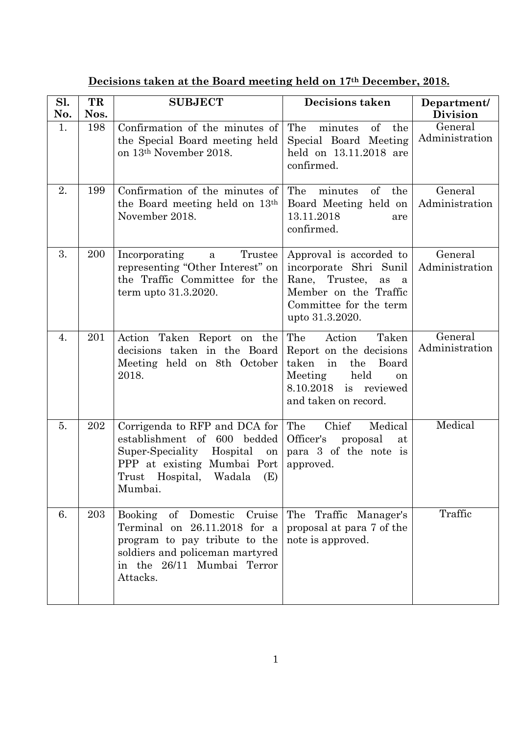**Decisions taken at the Board meeting held on 17th December, 2018.**

| Sl. No. | TR Nos. | SUBJECT | Decisions taken | Department/ Division |
|---|---|---|---|---|
| 1. | 198 | Confirmation of the minutes of the Special Board meeting held on 13th November 2018. | The minutes of the Special Board Meeting held on 13.11.2018 are confirmed. | General Administration |
| 2. | 199 | Confirmation of the minutes of the Board meeting held on 13th November 2018. | The minutes of the Board Meeting held on 13.11.2018 are confirmed. | General Administration |
| 3. | 200 | Incorporating a Trustee representing "Other Interest" on the Traffic Committee for the term upto 31.3.2020. | Approval is accorded to incorporate Shri Sunil Rane, Trustee, as a Member on the Traffic Committee for the term upto 31.3.2020. | General Administration |
| 4. | 201 | Action Taken Report on the decisions taken in the Board Meeting held on 8th October 2018. | The Action Taken Report on the decisions taken in the Board Meeting held on 8.10.2018 is reviewed and taken on record. | General Administration |
| 5. | 202 | Corrigenda to RFP and DCA for establishment of 600 bedded Super-Speciality Hospital on PPP at existing Mumbai Port Trust Hospital, Wadala (E) Mumbai. | The Chief Medical Officer's proposal at para 3 of the note is approved. | Medical |
| 6. | 203 | Booking of Domestic Cruise Terminal on 26.11.2018 for a program to pay tribute to the soldiers and policeman martyred in the 26/11 Mumbai Terror Attacks. | The Traffic Manager's proposal at para 7 of the note is approved. | Traffic |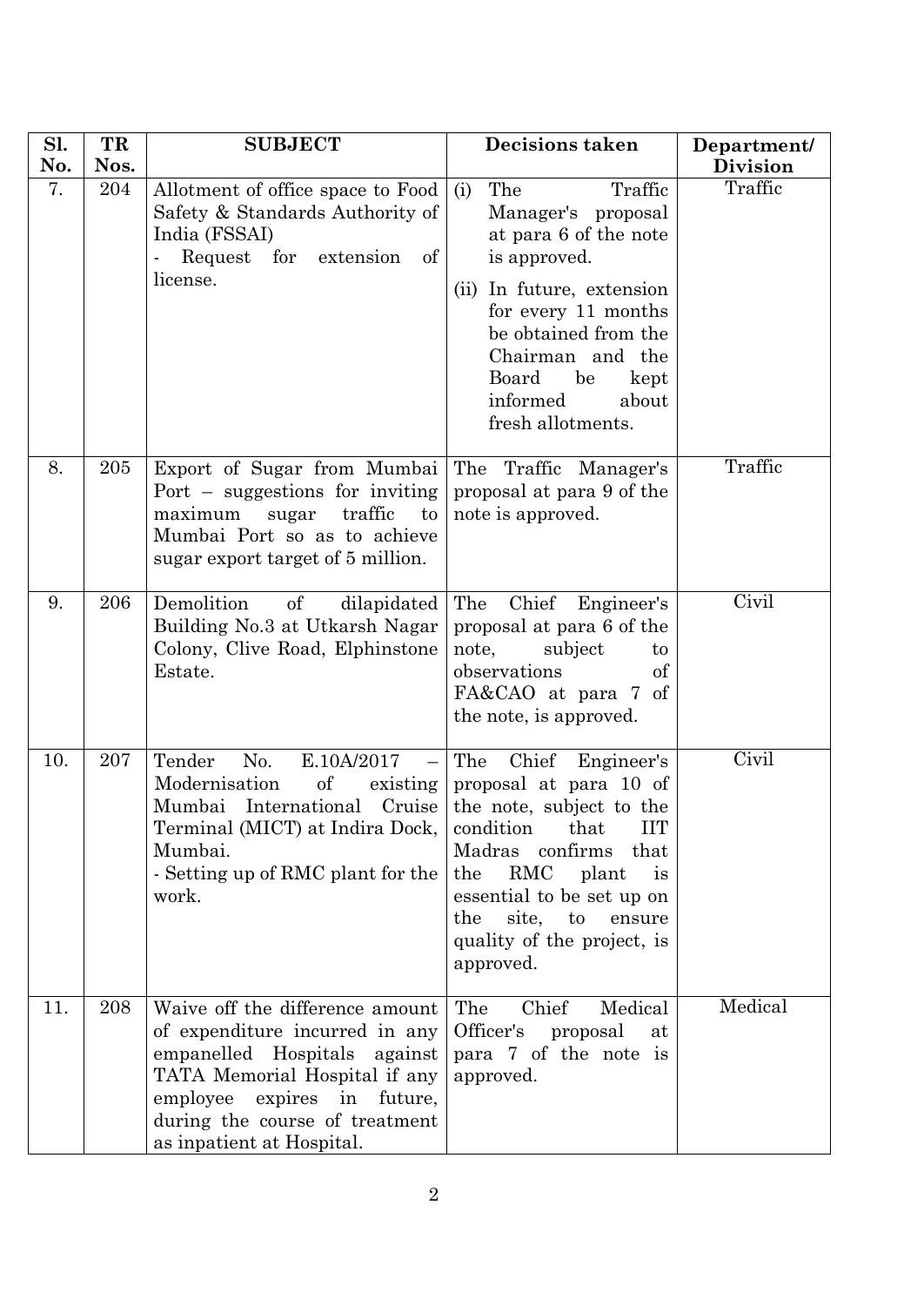| Sl. No. | TR Nos. | SUBJECT | Decisions taken | Department/ Division |
|---|---|---|---|---|
| 7. | 204 | Allotment of office space to Food Safety & Standards Authority of India (FSSAI)<br>- Request for extension of license. | (i) The Traffic Manager's proposal at para 6 of the note is approved.<br>(ii) In future, extension for every 11 months be obtained from the Chairman and the Board be kept informed about fresh allotments. | Traffic |
| 8. | 205 | Export of Sugar from Mumbai Port – suggestions for inviting maximum sugar traffic to Mumbai Port so as to achieve sugar export target of 5 million. | The Traffic Manager's proposal at para 9 of the note is approved. | Traffic |
| 9. | 206 | Demolition of dilapidated Building No.3 at Utkarsh Nagar Colony, Clive Road, Elphinstone Estate. | The Chief Engineer's proposal at para 6 of the note, subject to observations of FA&CAO at para 7 of the note, is approved. | Civil |
| 10. | 207 | Tender No. E.10A/2017 – Modernisation of existing Mumbai International Cruise Terminal (MICT) at Indira Dock, Mumbai.<br>- Setting up of RMC plant for the work. | The Chief Engineer's proposal at para 10 of the note, subject to the condition that IIT Madras confirms that the RMC plant is essential to be set up on the site, to ensure quality of the project, is approved. | Civil |
| 11. | 208 | Waive off the difference amount of expenditure incurred in any empanelled Hospitals against TATA Memorial Hospital if any employee expires in future, during the course of treatment as inpatient at Hospital. | The Chief Medical Officer's proposal at para 7 of the note is approved. | Medical |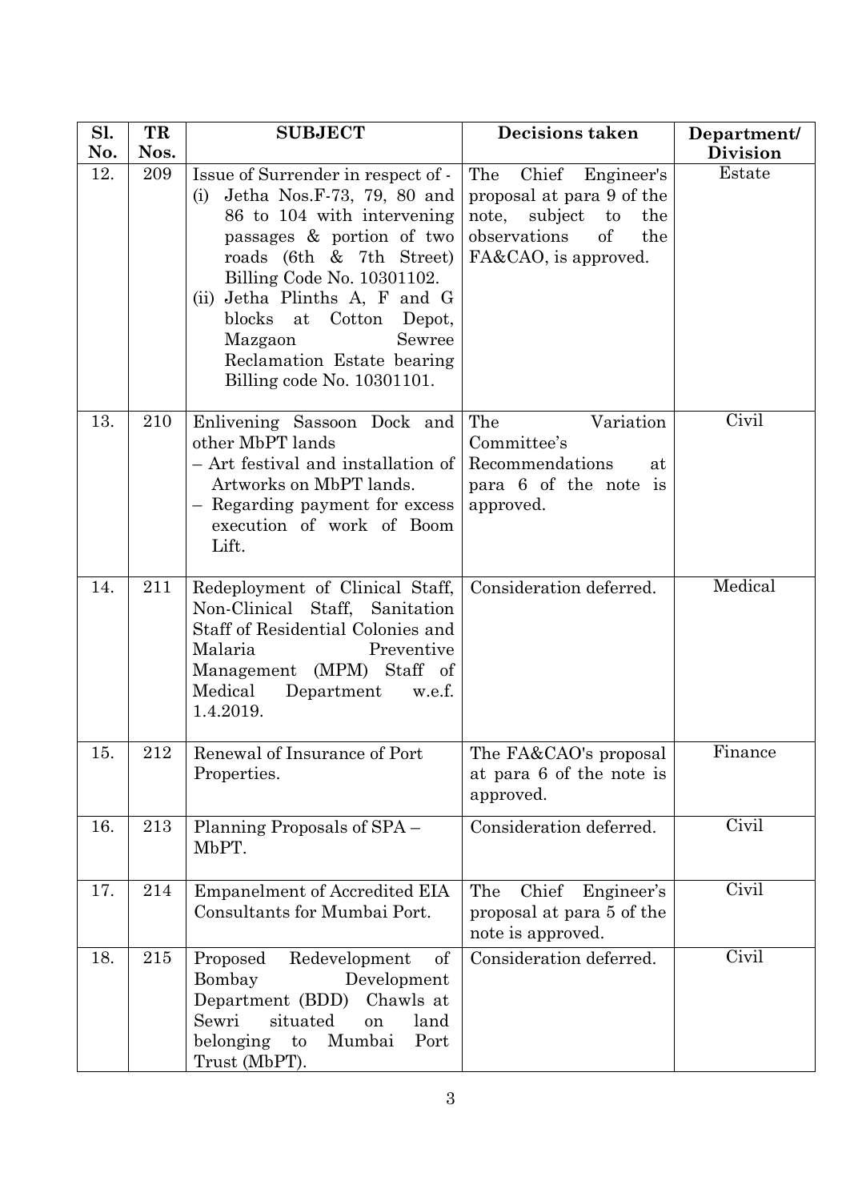| Sl. No. | TR Nos. | SUBJECT | Decisions taken | Department/ Division |
|---|---|---|---|---|
| 12. | 209 | Issue of Surrender in respect of - (i) Jetha Nos.F-73, 79, 80 and 86 to 104 with intervening passages & portion of two roads (6th & 7th Street) Billing Code No. 10301102. (ii) Jetha Plinths A, F and G blocks at Cotton Depot, Mazgaon Sewree Reclamation Estate bearing Billing code No. 10301101. | The Chief Engineer's proposal at para 9 of the note, subject to the observations of the FA&CAO, is approved. | Estate |
| 13. | 210 | Enlivening Sassoon Dock and other MbPT lands – Art festival and installation of Artworks on MbPT lands. – Regarding payment for excess execution of work of Boom Lift. | The Variation Committee's Recommendations at para 6 of the note is approved. | Civil |
| 14. | 211 | Redeployment of Clinical Staff, Non-Clinical Staff, Sanitation Staff of Residential Colonies and Malaria Preventive Management (MPM) Staff of Medical Department w.e.f. 1.4.2019. | Consideration deferred. | Medical |
| 15. | 212 | Renewal of Insurance of Port Properties. | The FA&CAO's proposal at para 6 of the note is approved. | Finance |
| 16. | 213 | Planning Proposals of SPA – MbPT. | Consideration deferred. | Civil |
| 17. | 214 | Empanelment of Accredited EIA Consultants for Mumbai Port. | The Chief Engineer's proposal at para 5 of the note is approved. | Civil |
| 18. | 215 | Proposed Redevelopment of Bombay Development Department (BDD) Chawls at Sewri situated on land belonging to Mumbai Port Trust (MbPT). | Consideration deferred. | Civil |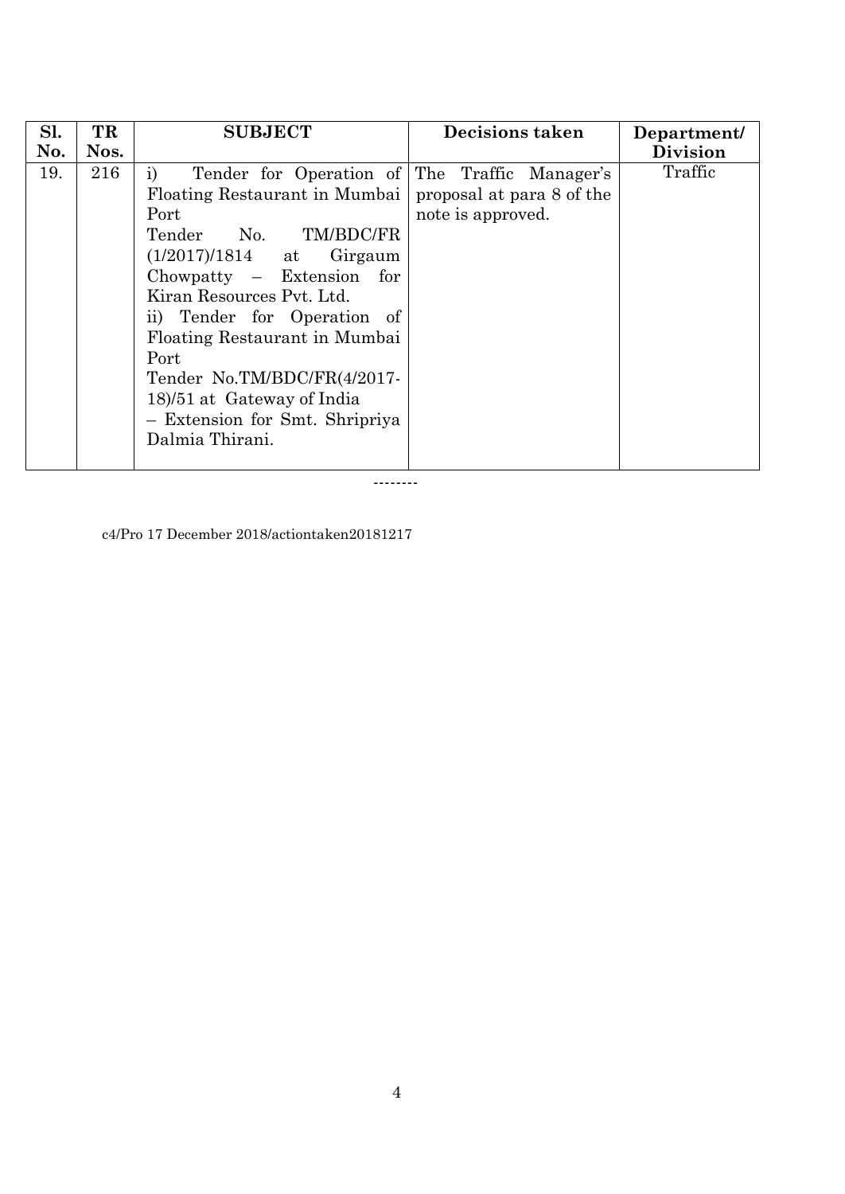| Sl. No. | TR Nos. | SUBJECT | Decisions taken | Department/ Division |
|---|---|---|---|---|
| 19. | 216 | i) Tender for Operation of Floating Restaurant in Mumbai Port<br>Tender No. TM/BDC/FR (1/2017)/1814 at Girgaum Chowpatty – Extension for Kiran Resources Pvt. Ltd.<br>ii) Tender for Operation of Floating Restaurant in Mumbai Port<br>Tender No.TM/BDC/FR(4/2017-18)/51 at Gateway of India – Extension for Smt. Shripriya Dalmia Thirani. | The Traffic Manager's proposal at para 8 of the note is approved. | Traffic |

--------

c4/Pro 17 December 2018/actiontaken20181217